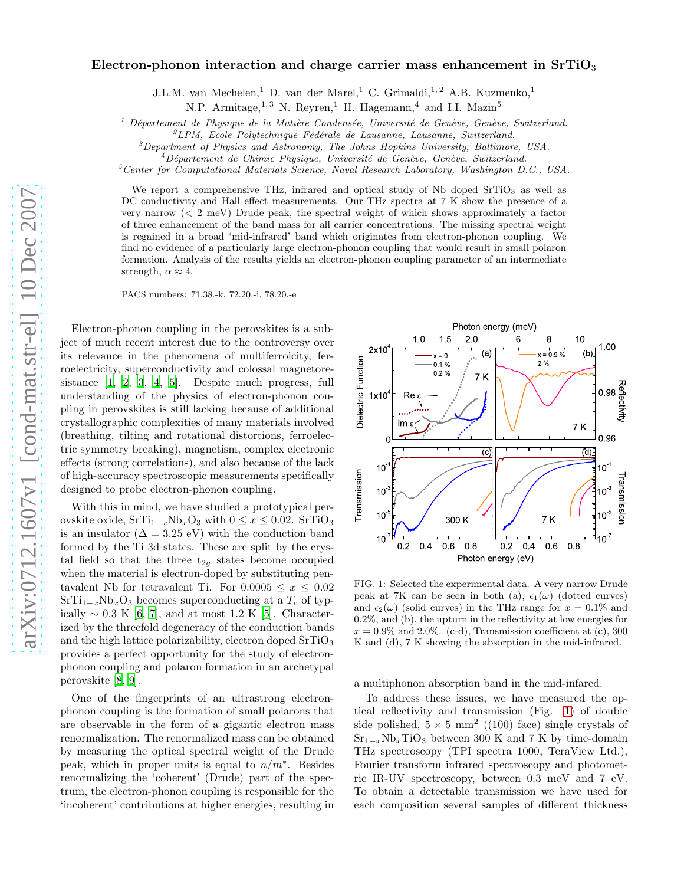# Electron-phonon interaction and charge carrier mass enhancement in $SrTiO_3$

J.L.M. van Mechelen,[1] D. van der Marel,[1] C. Grimaldi,[1,2] A.B. Kuzmenko,[1] N.P. Armitage,[1,3] N. Reyren,[1] H. Hagemann,[4] and I.I. Mazin[5]

[1] *Département de Physique de la Matière Condensée, Université de Genève, Genève, Switzerland.*
[2] *LPM, Ecole Polytechnique Fédérale de Lausanne, Lausanne, Switzerland.*
[3] *Department of Physics and Astronomy, The Johns Hopkins University, Baltimore, USA.*
[4] *Département de Chimie Physique, Université de Genève, Genève, Switzerland.*
[5] *Center for Computational Materials Science, Naval Research Laboratory, Washington D.C., USA.*

We report a comprehensive THz, infrared and optical study of Nb doped $SrTiO_3$ as well as DC conductivity and Hall effect measurements. Our THz spectra at 7 K show the presence of a very narrow (< 2 meV) Drude peak, the spectral weight of which shows approximately a factor of three enhancement of the band mass for all carrier concentrations. The missing spectral weight is regained in a broad 'mid-infrared' band which originates from electron-phonon coupling. We find no evidence of a particularly large electron-phonon coupling that would result in small polaron formation. Analysis of the results yields an electron-phonon coupling parameter of an intermediate strength, $\alpha \approx 4$.

PACS numbers: 71.38.-k, 72.20.-i, 78.20.-e

Electron-phonon coupling in the perovskites is a subject of much recent interest due to the controversy over its relevance in the phenomena of multiferroicity, ferroelectricity, superconductivity and colossal magnetoresistance [1, 2, 3, 4, 5]. Despite much progress, full understanding of the physics of electron-phonon coupling in perovskites is still lacking because of additional crystallographic complexities of many materials involved (breathing, tilting and rotational distortions, ferroelectric symmetry breaking), magnetism, complex electronic effects (strong correlations), and also because of the lack of high-accuracy spectroscopic measurements specifically designed to probe electron-phonon coupling.

With this in mind, we have studied a prototypical perovskite oxide, $SrTi_{1-x}Nb_xO_3$ with $0 \leq x \leq 0.02$. $SrTiO_3$ is an insulator ($\Delta = 3.25$ eV) with the conduction band formed by the Ti 3d states. These are split by the crystal field so that the three $t_{2g}$ states become occupied when the material is electron-doped by substituting pentavalent Nb for tetravalent Ti. For $0.0005 \leq x \leq 0.02$ $SrTi_{1-x}Nb_xO_3$ becomes superconducting at a $T_c$ of typically $\sim 0.3$ K [6, 7], and at most 1.2 K [5]. Characterized by the threefold degeneracy of the conduction bands and the high lattice polarizability, electron doped $SrTiO_3$ provides a perfect opportunity for the study of electron-phonon coupling and polaron formation in an archetypal perovskite [8, 9].

One of the fingerprints of an ultrastrong electron-phonon coupling is the formation of small polarons that are observable in the form of a gigantic electron mass renormalization. The renormalized mass can be obtained by measuring the optical spectral weight of the Drude peak, which in proper units is equal to $n/m^*$. Besides renormalizing the 'coherent' (Drude) part of the spectrum, the electron-phonon coupling is responsible for the 'incoherent' contributions at higher energies, resulting in a multiphonon absorption band in the mid-infared.

FIG. 1: Selected the experimental data. A very narrow Drude peak at 7K can be seen in both (a), $\epsilon_1(\omega)$ (dotted curves) and $\epsilon_2(\omega)$ (solid curves) in the THz range for $x = 0.1\%$ and 0.2%, and (b), the upturn in the reflectivity at low energies for $x = 0.9\%$ and 2.0%. (c-d), Transmission coefficient at (c), 300 K and (d), 7 K showing the absorption in the mid-infrared.

To address these issues, we have measured the optical reflectivity and transmission (Fig. 1) of double side polished, $5 \times 5$ mm$^2$ ((100) face) single crystals of $Sr_{1-x}Nb_xTiO_3$ between 300 K and 7 K by time-domain THz spectroscopy (TPI spectra 1000, TeraView Ltd.), Fourier transform infrared spectroscopy and photometric IR-UV spectroscopy, between 0.3 meV and 7 eV. To obtain a detectable transmission we have used for each composition several samples of different thickness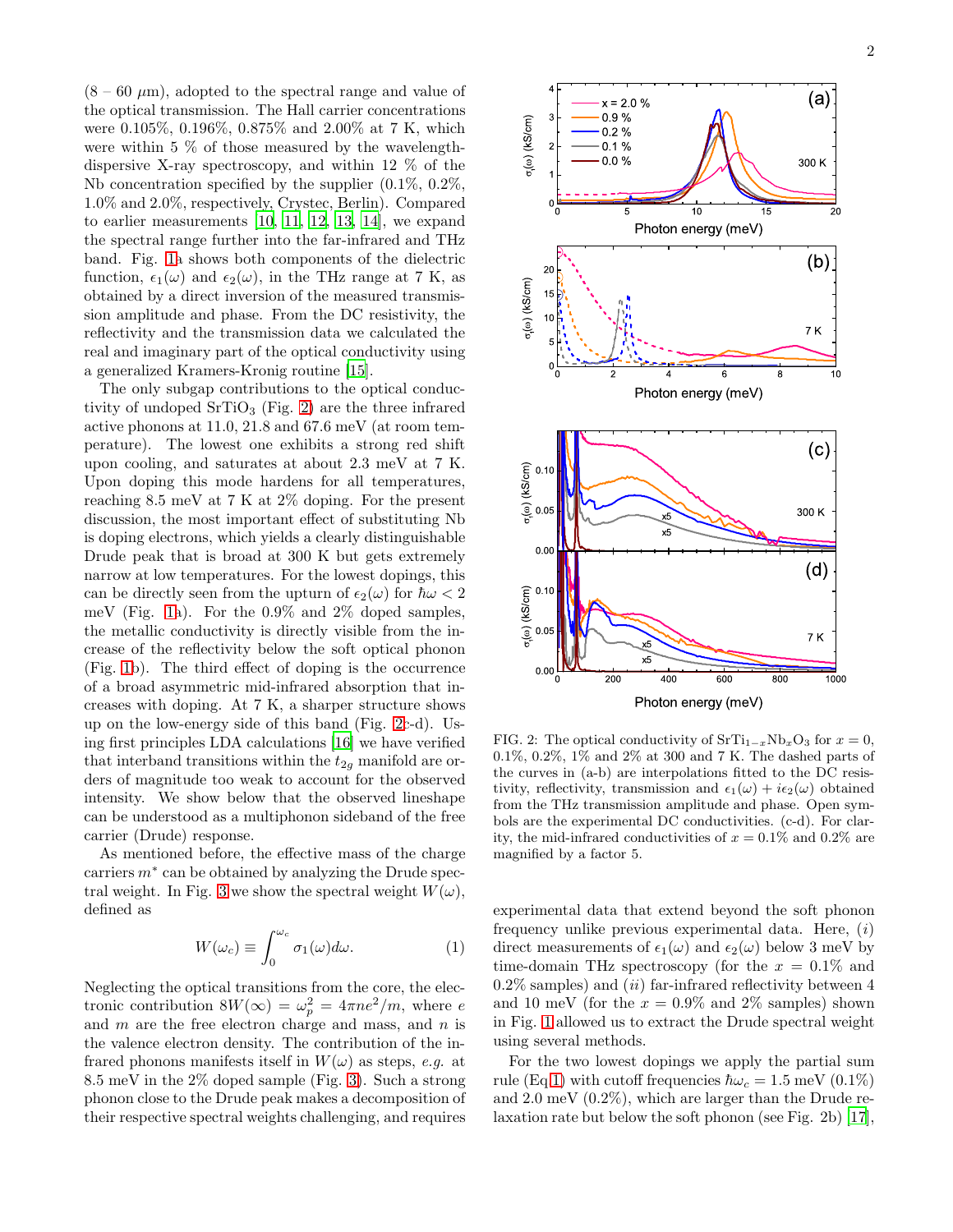(8 – 60 $\mu$m), adopted to the spectral range and value of the optical transmission. The Hall carrier concentrations were 0.105%, 0.196%, 0.875% and 2.00% at 7 K, which were within 5 % of those measured by the wavelength-dispersive X-ray spectroscopy, and within 12 % of the Nb concentration specified by the supplier (0.1%, 0.2%, 1.0% and 2.0%, respectively, Crystec, Berlin). Compared to earlier measurements [10, 11, 12, 13, 14], we expand the spectral range further into the far-infrared and THz band. Fig. 1a shows both components of the dielectric function, $\epsilon_1(\omega)$ and $\epsilon_2(\omega)$, in the THz range at 7 K, as obtained by a direct inversion of the measured transmission amplitude and phase. From the DC resistivity, the reflectivity and the transmission data we calculated the real and imaginary part of the optical conductivity using a generalized Kramers-Kronig routine [15].

The only subgap contributions to the optical conductivity of undoped $SrTiO_3$ (Fig. 2) are the three infrared active phonons at 11.0, 21.8 and 67.6 meV (at room temperature). The lowest one exhibits a strong red shift upon cooling, and saturates at about 2.3 meV at 7 K. Upon doping this mode hardens for all temperatures, reaching 8.5 meV at 7 K at 2% doping. For the present discussion, the most important effect of substituting Nb is doping electrons, which yields a clearly distinguishable Drude peak that is broad at 300 K but gets extremely narrow at low temperatures. For the lowest dopings, this can be directly seen from the upturn of $\epsilon_2(\omega)$ for $\hbar\omega < 2$ meV (Fig. 1a). For the 0.9% and 2% doped samples, the metallic conductivity is directly visible from the increase of the reflectivity below the soft optical phonon (Fig. 1b). The third effect of doping is the occurrence of a broad asymmetric mid-infrared absorption that increases with doping. At 7 K, a sharper structure shows up on the low-energy side of this band (Fig. 2c-d). Using first principles LDA calculations [16] we have verified that interband transitions within the $t_{2g}$ manifold are orders of magnitude too weak to account for the observed intensity. We show below that the observed lineshape can be understood as a multiphonon sideband of the free carrier (Drude) response.

As mentioned before, the effective mass of the charge carriers $m^*$ can be obtained by analyzing the Drude spectral weight. In Fig. 3 we show the spectral weight $W(\omega)$, defined as

$$W(\omega_c) \equiv \int_0^{\omega_c} \sigma_1(\omega) d\omega. \tag{1}$$

Neglecting the optical transitions from the core, the electronic contribution $8W(\infty) = \omega_p^2 = 4\pi ne^2/m$, where $e$ and $m$ are the free electron charge and mass, and $n$ is the valence electron density. The contribution of the infrared phonons manifests itself in $W(\omega)$ as steps, *e.g.* at 8.5 meV in the 2% doped sample (Fig. 3). Such a strong phonon close to the Drude peak makes a decomposition of their respective spectral weights challenging, and requires

FIG. 2: The optical conductivity of $SrTi_{1-x}Nb_xO_3$ for $x = 0$, 0.1%, 0.2%, 1% and 2% at 300 and 7 K. The dashed parts of the curves in (a-b) are interpolations fitted to the DC resistivity, reflectivity, transmission and $\epsilon_1(\omega) + i\epsilon_2(\omega)$ obtained from the THz transmission amplitude and phase. Open symbols are the experimental DC conductivities. (c-d). For clarity, the mid-infrared conductivities of $x = 0.1\%$ and 0.2% are magnified by a factor 5.

experimental data that extend beyond the soft phonon frequency unlike previous experimental data. Here, ($i$) direct measurements of $\epsilon_1(\omega)$ and $\epsilon_2(\omega)$ below 3 meV by time-domain THz spectroscopy (for the $x = 0.1\%$ and 0.2% samples) and ($ii$) far-infrared reflectivity between 4 and 10 meV (for the $x = 0.9\%$ and 2% samples) shown in Fig. 1 allowed us to extract the Drude spectral weight using several methods.

For the two lowest dopings we apply the partial sum rule (Eq.1) with cutoff frequencies $\hbar\omega_c = 1.5$ meV (0.1%) and 2.0 meV (0.2%), which are larger than the Drude relaxation rate but below the soft phonon (see Fig. 2b) [17],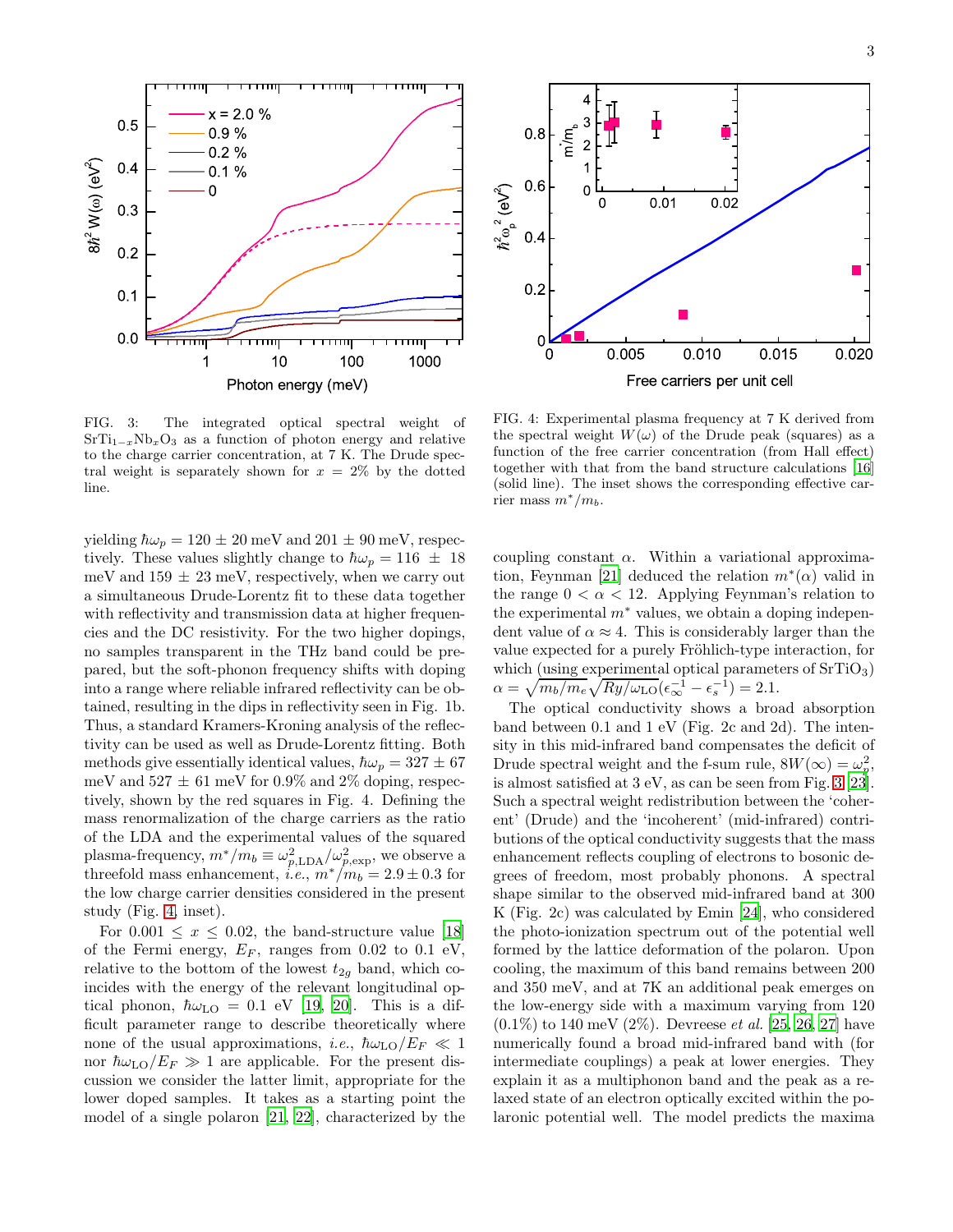FIG. 3: The integrated optical spectral weight of $SrTi_{1-x}Nb_xO_3$ as a function of photon energy and relative to the charge carrier concentration, at 7 K. The Drude spectral weight is separately shown for $x = 2\%$ by the dotted line.

FIG. 4: Experimental plasma frequency at 7 K derived from the spectral weight $W(\omega)$ of the Drude peak (squares) as a function of the free carrier concentration (from Hall effect) together with that from the band structure calculations [16] (solid line). The inset shows the corresponding effective carrier mass $m^*/m_b$.

yielding $\hbar\omega_p = 120 \pm 20$ meV and $201 \pm 90$ meV, respectively. These values slightly change to $\hbar\omega_p = 116 \pm 18$ meV and $159 \pm 23$ meV, respectively, when we carry out a simultaneous Drude-Lorentz fit to these data together with reflectivity and transmission data at higher frequencies and the DC resistivity. For the two higher dopings, no samples transparent in the THz band could be prepared, but the soft-phonon frequency shifts with doping into a range where reliable infrared reflectivity can be obtained, resulting in the dips in reflectivity seen in Fig. 1b. Thus, a standard Kramers-Kroning analysis of the reflectivity can be used as well as Drude-Lorentz fitting. Both methods give essentially identical values, $\hbar\omega_p = 327 \pm 67$ meV and $527 \pm 61$ meV for 0.9% and 2% doping, respectively, shown by the red squares in Fig. 4. Defining the mass renormalization of the charge carriers as the ratio of the LDA and the experimental values of the squared plasma-frequency, $m^*/m_b \equiv \omega_{p,\mathrm{LDA}}^2/\omega_{p,\mathrm{exp}}^2$, we observe a threefold mass enhancement, *i.e.*, $m^*/m_b = 2.9 \pm 0.3$ for the low charge carrier densities considered in the present study (Fig. 4, inset).

For $0.001 \leq x \leq 0.02$, the band-structure value [18] of the Fermi energy, $E_F$, ranges from 0.02 to 0.1 eV, relative to the bottom of the lowest $t_{2g}$ band, which coincides with the energy of the relevant longitudinal optical phonon, $\hbar\omega_{\mathrm{LO}} = 0.1$ eV [19, 20]. This is a difficult parameter range to describe theoretically where none of the usual approximations, *i.e.*, $\hbar\omega_{\mathrm{LO}}/E_F \ll 1$ nor $\hbar\omega_{\mathrm{LO}}/E_F \gg 1$ are applicable. For the present discussion we consider the latter limit, appropriate for the lower doped samples. It takes as a starting point the model of a single polaron [21, 22], characterized by the coupling constant $\alpha$. Within a variational approximation, Feynman [21] deduced the relation $m^*(\alpha)$ valid in the range $0 < \alpha < 12$. Applying Feynman's relation to the experimental $m^*$ values, we obtain a doping independent value of $\alpha \approx 4$. This is considerably larger than the value expected for a purely Fröhlich-type interaction, for which (using experimental optical parameters of $SrTiO_3$) $\alpha = \sqrt{m_b/m_e}\sqrt{Ry/\omega_{\mathrm{LO}}}(\epsilon_\infty^{-1} - \epsilon_s^{-1}) = 2.1$.

The optical conductivity shows a broad absorption band between 0.1 and 1 eV (Fig. 2c and 2d). The intensity in this mid-infrared band compensates the deficit of Drude spectral weight and the f-sum rule, $8W(\infty) = \omega_p^2$, is almost satisfied at 3 eV, as can be seen from Fig. 3 [23]. Such a spectral weight redistribution between the 'coherent' (Drude) and the 'incoherent' (mid-infrared) contributions of the optical conductivity suggests that the mass enhancement reflects coupling of electrons to bosonic degrees of freedom, most probably phonons. A spectral shape similar to the observed mid-infrared band at 300 K (Fig. 2c) was calculated by Emin [24], who considered the photo-ionization spectrum out of the potential well formed by the lattice deformation of the polaron. Upon cooling, the maximum of this band remains between 200 and 350 meV, and at 7K an additional peak emerges on the low-energy side with a maximum varying from 120 (0.1%) to 140 meV (2%). Devreese *et al.* [25, 26, 27] have numerically found a broad mid-infrared band with (for intermediate couplings) a peak at lower energies. They explain it as a multiphonon band and the peak as a relaxed state of an electron optically excited within the polaronic potential well. The model predicts the maxima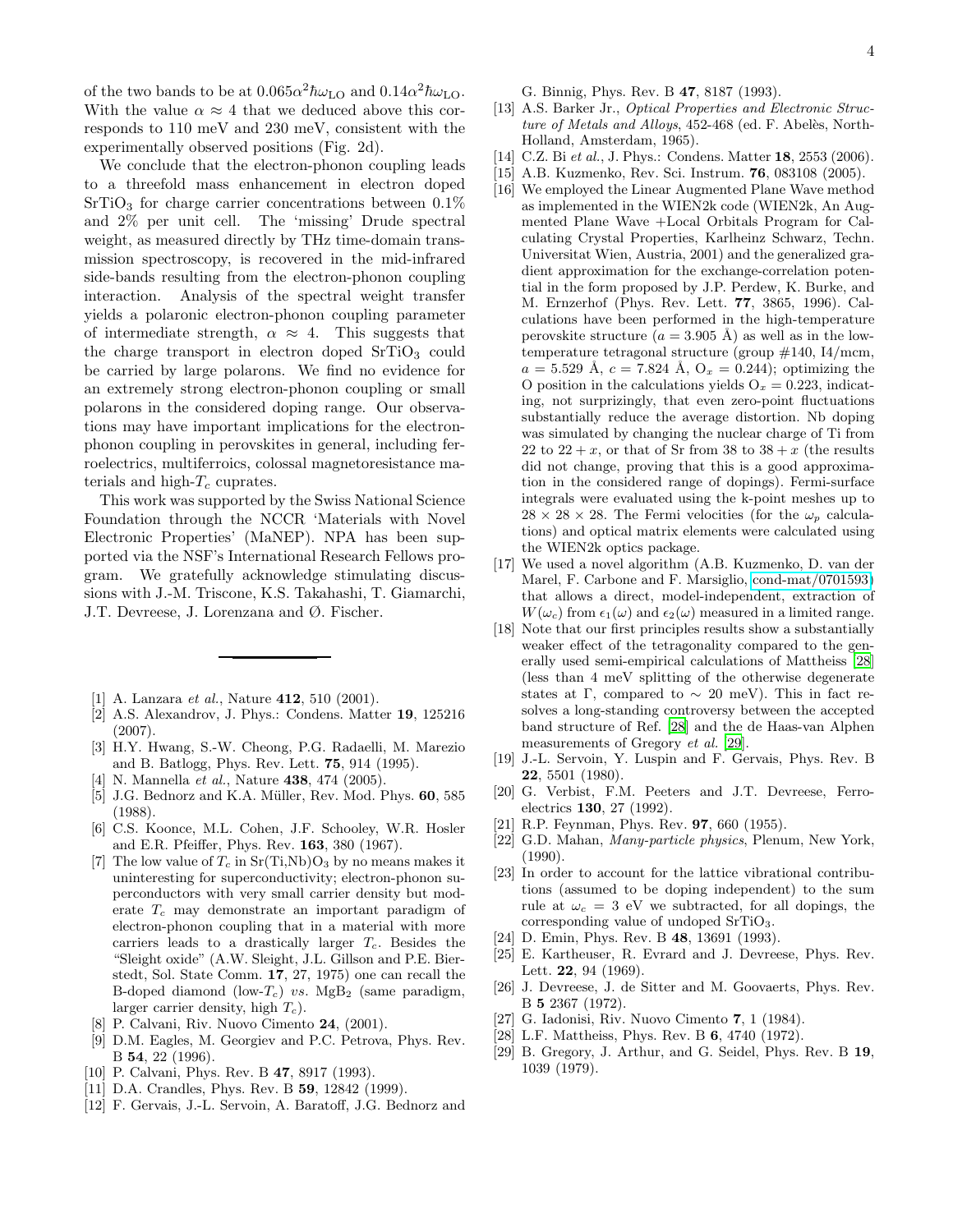of the two bands to be at $0.065\alpha^2\hbar\omega_{\rm LO}$ and $0.14\alpha^2\hbar\omega_{\rm LO}$. With the value $\alpha \approx 4$ that we deduced above this corresponds to 110 meV and 230 meV, consistent with the experimentally observed positions (Fig. 2d).

We conclude that the electron-phonon coupling leads to a threefold mass enhancement in electron doped $SrTiO_3$ for charge carrier concentrations between 0.1% and 2% per unit cell. The 'missing' Drude spectral weight, as measured directly by THz time-domain transmission spectroscopy, is recovered in the mid-infrared side-bands resulting from the electron-phonon coupling interaction. Analysis of the spectral weight transfer yields a polaronic electron-phonon coupling parameter of intermediate strength, $\alpha \approx 4$. This suggests that the charge transport in electron doped $SrTiO_3$ could be carried by large polarons. We find no evidence for an extremely strong electron-phonon coupling or small polarons in the considered doping range. Our observations may have important implications for the electron-phonon coupling in perovskites in general, including ferroelectrics, multiferroics, colossal magnetoresistance materials and high-$T_c$ cuprates.

This work was supported by the Swiss National Science Foundation through the NCCR 'Materials with Novel Electronic Properties' (MaNEP). NPA has been supported via the NSF's International Research Fellows program. We gratefully acknowledge stimulating discussions with J.-M. Triscone, K.S. Takahashi, T. Giamarchi, J.T. Devreese, J. Lorenzana and Ø. Fischer.

---

[1] A. Lanzara *et al.*, Nature **412**, 510 (2001).

[2] A.S. Alexandrov, J. Phys.: Condens. Matter **19**, 125216 (2007).

[3] H.Y. Hwang, S.-W. Cheong, P.G. Radaelli, M. Marezio and B. Batlogg, Phys. Rev. Lett. **75**, 914 (1995).

[4] N. Mannella *et al.*, Nature **438**, 474 (2005).

[5] J.G. Bednorz and K.A. Müller, Rev. Mod. Phys. **60**, 585 (1988).

[6] C.S. Koonce, M.L. Cohen, J.F. Schooley, W.R. Hosler and E.R. Pfeiffer, Phys. Rev. **163**, 380 (1967).

[7] The low value of $T_c$ in $Sr(Ti,Nb)O_3$ by no means makes it uninteresting for superconductivity; electron-phonon superconductors with very small carrier density but moderate $T_c$ may demonstrate an important paradigm of electron-phonon coupling that in a material with more carriers leads to a drastically larger $T_c$. Besides the "Sleight oxide" (A.W. Sleight, J.L. Gillson and P.E. Bierstedt, Sol. State Comm. **17**, 27, 1975) one can recall the B-doped diamond (low-$T_c$) *vs.* $MgB_2$ (same paradigm, larger carrier density, high $T_c$).

[8] P. Calvani, Riv. Nuovo Cimento **24**, (2001).

[9] D.M. Eagles, M. Georgiev and P.C. Petrova, Phys. Rev. B **54**, 22 (1996).

[10] P. Calvani, Phys. Rev. B **47**, 8917 (1993).

[11] D.A. Crandles, Phys. Rev. B **59**, 12842 (1999).

[12] F. Gervais, J.-L. Servoin, A. Baratoff, J.G. Bednorz and G. Binnig, Phys. Rev. B **47**, 8187 (1993).

[13] A.S. Barker Jr., *Optical Properties and Electronic Structure of Metals and Alloys*, 452-468 (ed. F. Abelès, North-Holland, Amsterdam, 1965).

[14] C.Z. Bi *et al.*, J. Phys.: Condens. Matter **18**, 2553 (2006).

[15] A.B. Kuzmenko, Rev. Sci. Instrum. **76**, 083108 (2005).

[16] We employed the Linear Augmented Plane Wave method as implemented in the WIEN2k code (WIEN2k, An Augmented Plane Wave +Local Orbitals Program for Calculating Crystal Properties, Karlheinz Schwarz, Techn. Universitat Wien, Austria, 2001) and the generalized gradient approximation for the exchange-correlation potential in the form proposed by J.P. Perdew, K. Burke, and M. Ernzerhof (Phys. Rev. Lett. **77**, 3865, 1996). Calculations have been performed in the high-temperature perovskite structure ($a = 3.905$ Å) as well as in the low-temperature tetragonal structure (group #140, I4/mcm, $a = 5.529$ Å, $c = 7.824$ Å, $O_x = 0.244$); optimizing the O position in the calculations yields $O_x = 0.223$, indicating, not surprizingly, that even zero-point fluctuations substantially reduce the average distortion. Nb doping was simulated by changing the nuclear charge of Ti from 22 to $22 + x$, or that of Sr from 38 to $38 + x$ (the results did not change, proving that this is a good approximation in the considered range of dopings). Fermi-surface integrals were evaluated using the k-point meshes up to $28 \times 28 \times 28$. The Fermi velocities (for the $\omega_p$ calculations) and optical matrix elements were calculated using the WIEN2k optics package.

[17] We used a novel algorithm (A.B. Kuzmenko, D. van der Marel, F. Carbone and F. Marsiglio, cond-mat/0701593) that allows a direct, model-independent, extraction of $W(\omega_c)$ from $\epsilon_1(\omega)$ and $\epsilon_2(\omega)$ measured in a limited range.

[18] Note that our first principles results show a substantially weaker effect of the tetragonality compared to the generally used semi-empirical calculations of Mattheiss [28] (less than 4 meV splitting of the otherwise degenerate states at Γ, compared to ∼ 20 meV). This in fact resolves a long-standing controversy between the accepted band structure of Ref. [28] and the de Haas-van Alphen measurements of Gregory *et al.* [29].

[19] J.-L. Servoin, Y. Luspin and F. Gervais, Phys. Rev. B **22**, 5501 (1980).

[20] G. Verbist, F.M. Peeters and J.T. Devreese, Ferroelectrics **130**, 27 (1992).

[21] R.P. Feynman, Phys. Rev. **97**, 660 (1955).

[22] G.D. Mahan, *Many-particle physics*, Plenum, New York, (1990).

[23] In order to account for the lattice vibrational contributions (assumed to be doping independent) to the sum rule at $\omega_c = 3$ eV we subtracted, for all dopings, the corresponding value of undoped $SrTiO_3$.

[24] D. Emin, Phys. Rev. B **48**, 13691 (1993).

[25] E. Kartheuser, R. Evrard and J. Devreese, Phys. Rev. Lett. **22**, 94 (1969).

[26] J. Devreese, J. de Sitter and M. Goovaerts, Phys. Rev. B **5** 2367 (1972).

[27] G. Iadonisi, Riv. Nuovo Cimento **7**, 1 (1984).

[28] L.F. Mattheiss, Phys. Rev. B **6**, 4740 (1972).

[29] B. Gregory, J. Arthur, and G. Seidel, Phys. Rev. B **19**, 1039 (1979).